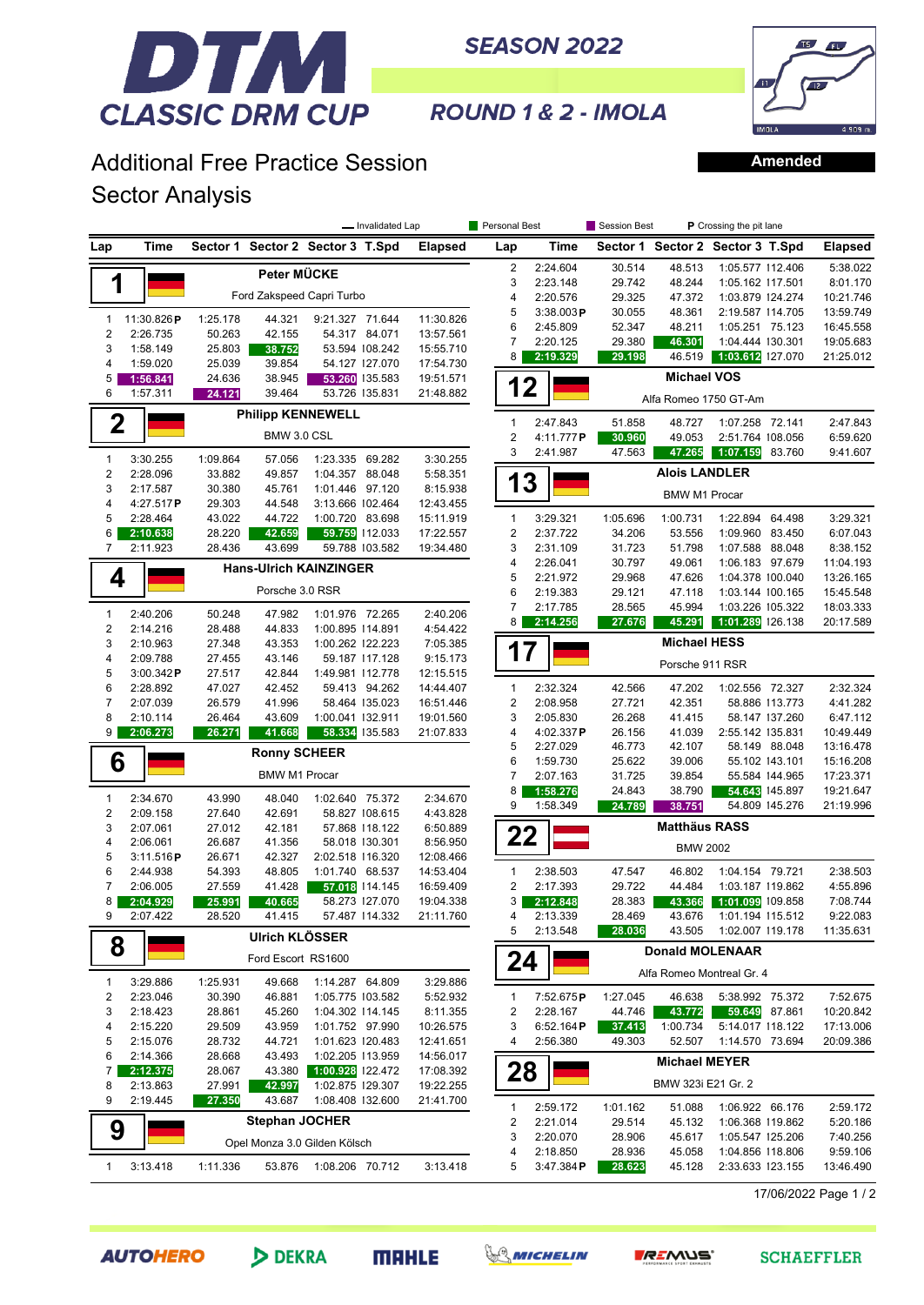# DTM CLASSIC DRM CUP

**SEASON 2022**

**ROUND 1 & 2 - IMOLA**

## Additional Free Practice Session
## Sector Analysis

**Amended**

Legend: — Invalidated Lap | Personal Best | Session Best | P Crossing the pit lane

### 1 — Peter MÜCKE — Ford Zakspeed Capri Turbo

| Lap | Time | Sector 1 | Sector 2 | Sector 3 | T.Spd | Elapsed |
|---|---|---|---|---|---|---|
| 1 | 11:30.826P | 1:25.178 | 44.321 | 9:21.327 | 71.644 | 11:30.826 |
| 2 | 2:26.735 | 50.263 | 42.155 | 54.317 | 84.071 | 13:57.561 |
| 3 | 1:58.149 | 25.803 | 38.752 | 53.594 | 108.242 | 15:55.710 |
| 4 | 1:59.020 | 25.039 | 39.854 | 54.127 | 127.070 | 17:54.730 |
| 5 | 1:56.841 | 24.636 | 38.945 | 53.260 | 135.583 | 19:51.571 |
| 6 | 1:57.311 | 24.121 | 39.464 | 53.726 | 135.831 | 21:48.882 |

### 2 — Philipp KENNEWELL — BMW 3.0 CSL

| Lap | Time | Sector 1 | Sector 2 | Sector 3 | T.Spd | Elapsed |
|---|---|---|---|---|---|---|
| 1 | 3:30.255 | 1:09.864 | 57.056 | 1:23.335 | 69.282 | 3:30.255 |
| 2 | 2:28.096 | 33.882 | 49.857 | 1:04.357 | 88.048 | 5:58.351 |
| 3 | 2:17.587 | 30.380 | 45.761 | 1:01.446 | 97.120 | 8:15.938 |
| 4 | 4:27.517P | 29.303 | 44.548 | 3:13.666 | 102.464 | 12:43.455 |
| 5 | 2:28.464 | 43.022 | 44.722 | 1:00.720 | 83.698 | 15:11.919 |
| 6 | 2:10.638 | 28.220 | 42.659 | 59.759 | 112.033 | 17:22.557 |
| 7 | 2:11.923 | 28.436 | 43.699 | 59.788 | 103.582 | 19:34.480 |

### 4 — Hans-Ulrich KAINZINGER — Porsche 3.0 RSR

| Lap | Time | Sector 1 | Sector 2 | Sector 3 | T.Spd | Elapsed |
|---|---|---|---|---|---|---|
| 1 | 2:40.206 | 50.248 | 47.982 | 1:01.976 | 72.265 | 2:40.206 |
| 2 | 2:14.216 | 28.488 | 44.833 | 1:00.895 | 114.891 | 4:54.422 |
| 3 | 2:10.963 | 27.348 | 43.353 | 1:00.262 | 122.223 | 7:05.385 |
| 4 | 2:09.788 | 27.455 | 43.146 | 59.187 | 117.128 | 9:15.173 |
| 5 | 3:00.342P | 27.517 | 42.844 | 1:49.981 | 112.778 | 12:15.515 |
| 6 | 2:28.892 | 47.027 | 42.452 | 59.413 | 94.262 | 14:44.407 |
| 7 | 2:07.039 | 26.579 | 41.996 | 58.464 | 135.023 | 16:51.446 |
| 8 | 2:10.114 | 26.464 | 43.609 | 1:00.041 | 132.911 | 19:01.560 |
| 9 | 2:06.273 | 26.271 | 41.668 | 58.334 | 135.583 | 21:07.833 |

### 6 — Ronny SCHEER — BMW M1 Procar

| Lap | Time | Sector 1 | Sector 2 | Sector 3 | T.Spd | Elapsed |
|---|---|---|---|---|---|---|
| 1 | 2:34.670 | 43.990 | 48.040 | 1:02.640 | 75.372 | 2:34.670 |
| 2 | 2:09.158 | 27.640 | 42.691 | 58.827 | 108.615 | 4:43.828 |
| 3 | 2:07.061 | 27.012 | 42.181 | 57.868 | 118.122 | 6:50.889 |
| 4 | 2:06.061 | 26.687 | 41.356 | 58.018 | 130.301 | 8:56.950 |
| 5 | 3:11.516P | 26.671 | 42.327 | 2:02.518 | 116.320 | 12:08.466 |
| 6 | 2:44.938 | 54.393 | 48.805 | 1:01.740 | 68.537 | 14:53.404 |
| 7 | 2:06.005 | 27.559 | 41.428 | 57.018 | 114.145 | 16:59.409 |
| 8 | 2:04.929 | 25.991 | 40.665 | 58.273 | 127.070 | 19:04.338 |
| 9 | 2:07.422 | 28.520 | 41.415 | 57.487 | 114.332 | 21:11.760 |

### 8 — Ulrich KLÖSSER — Ford Escort RS1600

| Lap | Time | Sector 1 | Sector 2 | Sector 3 | T.Spd | Elapsed |
|---|---|---|---|---|---|---|
| 1 | 3:29.886 | 1:25.931 | 49.668 | 1:14.287 | 64.809 | 3:29.886 |
| 2 | 2:23.046 | 30.390 | 46.881 | 1:05.775 | 103.582 | 5:52.932 |
| 3 | 2:18.423 | 28.861 | 45.260 | 1:04.302 | 114.145 | 8:11.355 |
| 4 | 2:15.220 | 29.509 | 43.959 | 1:01.752 | 97.990 | 10:26.575 |
| 5 | 2:15.076 | 28.732 | 44.721 | 1:01.623 | 120.483 | 12:41.651 |
| 6 | 2:14.366 | 28.668 | 43.493 | 1:02.205 | 113.959 | 14:56.017 |
| 7 | 2:12.375 | 28.067 | 43.380 | 1:00.928 | 122.472 | 17:08.392 |
| 8 | 2:13.863 | 27.991 | 42.997 | 1:02.875 | 129.307 | 19:22.255 |
| 9 | 2:19.445 | 27.350 | 43.687 | 1:08.408 | 132.600 | 21:41.700 |

### 9 — Stephan JOCHER — Opel Monza 3.0 Gilden Kölsch

| Lap | Time | Sector 1 | Sector 2 | Sector 3 | T.Spd | Elapsed |
|---|---|---|---|---|---|---|
| 1 | 3:13.418 | 1:11.336 | 53.876 | 1:08.206 | 70.712 | 3:13.418 |
| 2 | 2:24.604 | 30.514 | 48.513 | 1:05.577 | 112.406 | 5:38.022 |
| 3 | 2:23.148 | 29.742 | 48.244 | 1:05.162 | 117.501 | 8:01.170 |
| 4 | 2:20.576 | 29.325 | 47.372 | 1:03.879 | 124.274 | 10:21.746 |
| 5 | 3:38.003P | 30.055 | 48.361 | 2:19.587 | 114.705 | 13:59.749 |
| 6 | 2:45.809 | 52.347 | 48.211 | 1:05.251 | 75.123 | 16:45.558 |
| 7 | 2:20.125 | 29.380 | 46.301 | 1:04.444 | 130.301 | 19:05.683 |
| 8 | 2:19.329 | 29.198 | 46.519 | 1:03.612 | 127.070 | 21:25.012 |

### 12 — Michael VOS — Alfa Romeo 1750 GT-Am

| Lap | Time | Sector 1 | Sector 2 | Sector 3 | T.Spd | Elapsed |
|---|---|---|---|---|---|---|
| 1 | 2:47.843 | 51.858 | 48.727 | 1:07.258 | 72.141 | 2:47.843 |
| 2 | 4:11.777P | 30.960 | 49.053 | 2:51.764 | 108.056 | 6:59.620 |
| 3 | 2:41.987 | 47.563 | 47.265 | 1:07.159 | 83.760 | 9:41.607 |

### 13 — Alois LANDLER — BMW M1 Procar

| Lap | Time | Sector 1 | Sector 2 | Sector 3 | T.Spd | Elapsed |
|---|---|---|---|---|---|---|
| 1 | 3:29.321 | 1:05.696 | 1:00.731 | 1:22.894 | 64.498 | 3:29.321 |
| 2 | 2:37.722 | 34.206 | 53.556 | 1:09.960 | 83.450 | 6:07.043 |
| 3 | 2:31.109 | 31.723 | 51.798 | 1:07.588 | 88.048 | 8:38.152 |
| 4 | 2:26.041 | 30.797 | 49.061 | 1:06.183 | 97.679 | 11:04.193 |
| 5 | 2:21.972 | 29.968 | 47.626 | 1:04.378 | 100.040 | 13:26.165 |
| 6 | 2:19.383 | 29.121 | 47.118 | 1:03.144 | 100.165 | 15:45.548 |
| 7 | 2:17.785 | 28.565 | 45.994 | 1:03.226 | 105.322 | 18:03.333 |
| 8 | 2:14.256 | 27.676 | 45.291 | 1:01.289 | 126.138 | 20:17.589 |

### 17 — Michael HESS — Porsche 911 RSR

| Lap | Time | Sector 1 | Sector 2 | Sector 3 | T.Spd | Elapsed |
|---|---|---|---|---|---|---|
| 1 | 2:32.324 | 42.566 | 47.202 | 1:02.556 | 72.327 | 2:32.324 |
| 2 | 2:08.958 | 27.721 | 42.351 | 58.886 | 113.773 | 4:41.282 |
| 3 | 2:05.830 | 26.268 | 41.415 | 58.147 | 137.260 | 6:47.112 |
| 4 | 4:02.337P | 26.156 | 41.039 | 2:55.142 | 135.831 | 10:49.449 |
| 5 | 2:27.029 | 46.773 | 42.107 | 58.149 | 88.048 | 13:16.478 |
| 6 | 1:59.730 | 25.622 | 39.006 | 55.102 | 143.101 | 15:16.208 |
| 7 | 2:07.163 | 31.725 | 39.854 | 55.584 | 144.965 | 17:23.371 |
| 8 | 1:58.276 | 24.843 | 38.790 | 54.643 | 145.897 | 19:21.647 |
| 9 | 1:58.349 | 24.789 | 38.751 | 54.809 | 145.276 | 21:19.996 |

### 22 — Matthäus RASS — BMW 2002

| Lap | Time | Sector 1 | Sector 2 | Sector 3 | T.Spd | Elapsed |
|---|---|---|---|---|---|---|
| 1 | 2:38.503 | 47.547 | 46.802 | 1:04.154 | 79.721 | 2:38.503 |
| 2 | 2:17.393 | 29.722 | 44.484 | 1:03.187 | 119.862 | 4:55.896 |
| 3 | 2:12.848 | 28.383 | 43.366 | 1:01.099 | 109.858 | 7:08.744 |
| 4 | 2:13.339 | 28.469 | 43.676 | 1:01.194 | 115.512 | 9:22.083 |
| 5 | 2:13.548 | 28.036 | 43.505 | 1:02.007 | 119.178 | 11:35.631 |

### 24 — Donald MOLENAAR — Alfa Romeo Montreal Gr. 4

| Lap | Time | Sector 1 | Sector 2 | Sector 3 | T.Spd | Elapsed |
|---|---|---|---|---|---|---|
| 1 | 7:52.675P | 1:27.045 | 46.638 | 5:38.992 | 75.372 | 7:52.675 |
| 2 | 2:28.167 | 44.746 | 43.772 | 59.649 | 87.861 | 10:20.842 |
| 3 | 6:52.164P | 37.413 | 1:00.734 | 5:14.017 | 118.122 | 17:13.006 |
| 4 | 2:56.380 | 49.303 | 52.507 | 1:14.570 | 73.694 | 20:09.386 |

### 28 — Michael MEYER — BMW 323i E21 Gr. 2

| Lap | Time | Sector 1 | Sector 2 | Sector 3 | T.Spd | Elapsed |
|---|---|---|---|---|---|---|
| 1 | 2:59.172 | 1:01.162 | 51.088 | 1:06.922 | 66.176 | 2:59.172 |
| 2 | 2:21.014 | 29.514 | 45.132 | 1:06.368 | 119.862 | 5:20.186 |
| 3 | 2:20.070 | 28.906 | 45.617 | 1:05.547 | 125.206 | 7:40.256 |
| 4 | 2:18.850 | 28.936 | 45.058 | 1:04.856 | 118.806 | 9:59.106 |
| 5 | 3:47.384P | 28.623 | 45.128 | 2:33.633 | 123.155 | 13:46.490 |

17/06/2022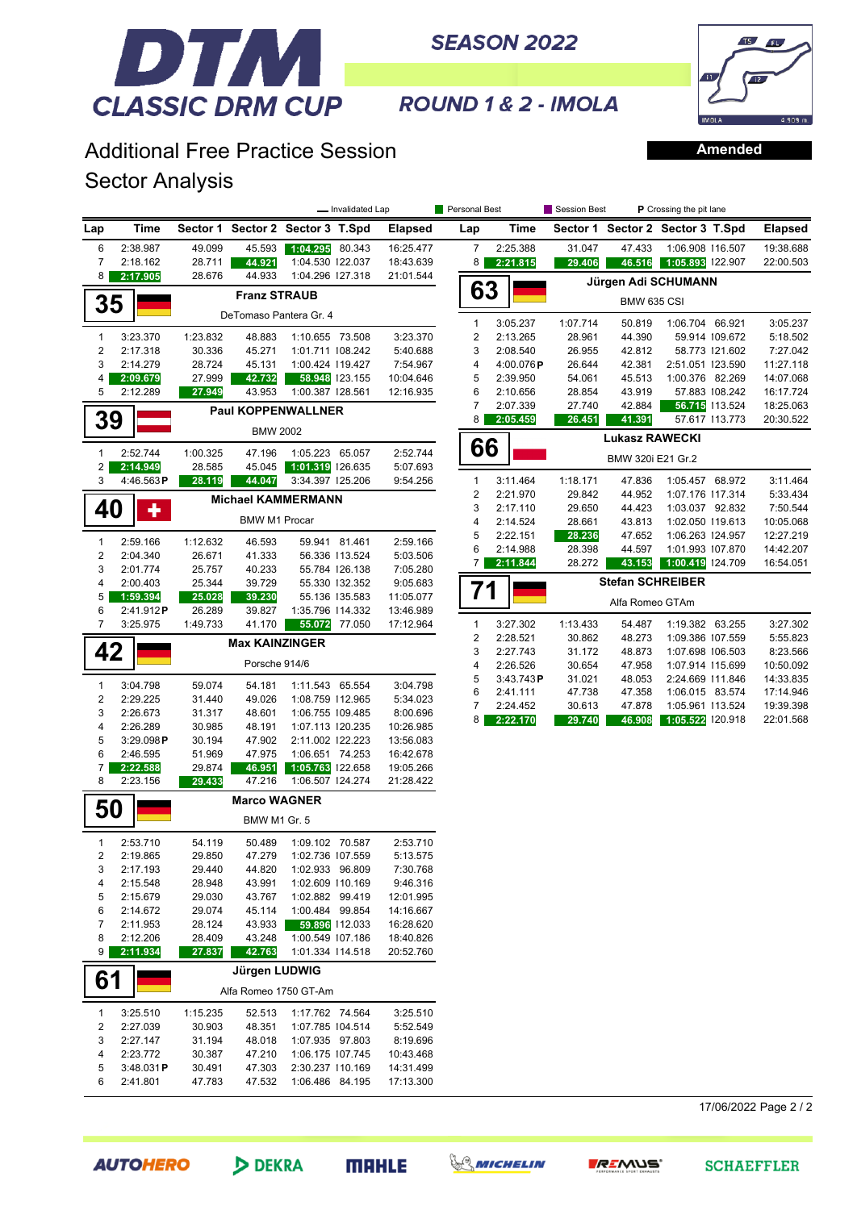# DTM CLASSIC DRM CUP

SEASON 2022

ROUND 1 & 2 - IMOLA

## Additional Free Practice Session

## Sector Analysis

**Amended**

— Invalidated Lap | Personal Best | Session Best | P Crossing the pit lane

| Lap | Time | Sector 1 | Sector 2 | Sector 3 | T.Spd | Elapsed |
|---|---|---|---|---|---|---|
| 6 | 2:38.987 | 49.099 | 45.593 | 1:04.295 | 80.343 | 16:25.477 |
| 7 | 2:18.162 | 28.711 | 44.921 | 1:04.530 | 122.037 | 18:43.639 |
| 8 | 2:17.905 | 28.676 | 44.933 | 1:04.296 | 127.318 | 21:01.544 |

### 35 Franz STRAUB – DeTomaso Pantera Gr. 4

| Lap | Time | Sector 1 | Sector 2 | Sector 3 | T.Spd | Elapsed |
|---|---|---|---|---|---|---|
| 1 | 3:23.370 | 1:23.832 | 48.883 | 1:10.655 | 73.508 | 3:23.370 |
| 2 | 2:17.318 | 30.336 | 45.271 | 1:01.711 | 108.242 | 5:40.688 |
| 3 | 2:14.279 | 28.724 | 45.131 | 1:00.424 | 119.427 | 7:54.967 |
| 4 | 2:09.679 | 27.999 | 42.732 | 58.948 | 123.155 | 10:04.646 |
| 5 | 2:12.289 | 27.949 | 43.953 | 1:00.387 | 128.561 | 12:16.935 |

### 39 Paul KOPPENWALLNER – BMW 2002

| Lap | Time | Sector 1 | Sector 2 | Sector 3 | T.Spd | Elapsed |
|---|---|---|---|---|---|---|
| 1 | 2:52.744 | 1:00.325 | 47.196 | 1:05.223 | 65.057 | 2:52.744 |
| 2 | 2:14.949 | 28.585 | 45.045 | 1:01.319 | 126.635 | 5:07.693 |
| 3 | 4:46.563 P | 28.119 | 44.047 | 3:34.397 | 125.206 | 9:54.256 |

### 40 Michael KAMMERMANN – BMW M1 Procar

| Lap | Time | Sector 1 | Sector 2 | Sector 3 | T.Spd | Elapsed |
|---|---|---|---|---|---|---|
| 1 | 2:59.166 | 1:12.632 | 46.593 | 59.941 | 81.461 | 2:59.166 |
| 2 | 2:04.340 | 26.671 | 41.333 | 56.336 | 113.524 | 5:03.506 |
| 3 | 2:01.774 | 25.757 | 40.233 | 55.784 | 126.138 | 7:05.280 |
| 4 | 2:00.403 | 25.344 | 39.729 | 55.330 | 132.352 | 9:05.683 |
| 5 | 1:59.394 | 25.028 | 39.230 | 55.136 | 135.583 | 11:05.077 |
| 6 | 2:41.912 P | 26.289 | 39.827 | 1:35.796 | 114.332 | 13:46.989 |
| 7 | 3:25.975 | 1:49.733 | 41.170 | 55.072 | 77.050 | 17:12.964 |

### 42 Max KAINZINGER – Porsche 914/6

| Lap | Time | Sector 1 | Sector 2 | Sector 3 | T.Spd | Elapsed |
|---|---|---|---|---|---|---|
| 1 | 3:04.798 | 59.074 | 54.181 | 1:11.543 | 65.554 | 3:04.798 |
| 2 | 2:29.225 | 31.440 | 49.026 | 1:08.759 | 112.965 | 5:34.023 |
| 3 | 2:26.673 | 31.317 | 48.601 | 1:06.755 | 109.485 | 8:00.696 |
| 4 | 2:26.289 | 30.985 | 48.191 | 1:07.113 | 120.235 | 10:26.985 |
| 5 | 3:29.098 P | 30.194 | 47.902 | 2:11.002 | 122.223 | 13:56.083 |
| 6 | 2:46.595 | 51.969 | 47.975 | 1:06.651 | 74.253 | 16:42.678 |
| 7 | 2:22.588 | 29.874 | 46.951 | 1:05.763 | 122.658 | 19:05.266 |
| 8 | 2:23.156 | 29.433 | 47.216 | 1:06.507 | 124.274 | 21:28.422 |

### 50 Marco WAGNER – BMW M1 Gr. 5

| Lap | Time | Sector 1 | Sector 2 | Sector 3 | T.Spd | Elapsed |
|---|---|---|---|---|---|---|
| 1 | 2:53.710 | 54.119 | 50.489 | 1:09.102 | 70.587 | 2:53.710 |
| 2 | 2:19.865 | 29.850 | 47.279 | 1:02.736 | 107.559 | 5:13.575 |
| 3 | 2:17.193 | 29.440 | 44.820 | 1:02.933 | 96.809 | 7:30.768 |
| 4 | 2:15.548 | 28.948 | 43.991 | 1:02.609 | 110.169 | 9:46.316 |
| 5 | 2:15.679 | 29.030 | 43.767 | 1:02.882 | 99.419 | 12:01.995 |
| 6 | 2:14.672 | 29.074 | 45.114 | 1:00.484 | 99.854 | 14:16.667 |
| 7 | 2:11.953 | 28.124 | 43.933 | 59.896 | 112.033 | 16:28.620 |
| 8 | 2:12.206 | 28.409 | 43.248 | 1:00.549 | 107.186 | 18:40.826 |
| 9 | 2:11.934 | 27.837 | 42.763 | 1:01.334 | 114.518 | 20:52.760 |

### 61 Jürgen LUDWIG – Alfa Romeo 1750 GT-Am

| Lap | Time | Sector 1 | Sector 2 | Sector 3 | T.Spd | Elapsed |
|---|---|---|---|---|---|---|
| 1 | 3:25.510 | 1:15.235 | 52.513 | 1:17.762 | 74.564 | 3:25.510 |
| 2 | 2:27.039 | 30.903 | 48.351 | 1:07.785 | 104.514 | 5:52.549 |
| 3 | 2:27.147 | 31.194 | 48.018 | 1:07.935 | 97.803 | 8:19.696 |
| 4 | 2:23.772 | 30.387 | 47.210 | 1:06.175 | 107.745 | 10:43.468 |
| 5 | 3:48.031 P | 30.491 | 47.303 | 2:30.237 | 110.169 | 14:31.499 |
| 6 | 2:41.801 | 47.783 | 47.532 | 1:06.486 | 84.195 | 17:13.300 |

| Lap | Time | Sector 1 | Sector 2 | Sector 3 | T.Spd | Elapsed |
|---|---|---|---|---|---|---|
| 7 | 2:25.388 | 31.047 | 47.433 | 1:06.908 | 116.507 | 19:38.688 |
| 8 | 2:21.815 | 29.406 | 46.516 | 1:05.893 | 122.907 | 22:00.503 |

### 63 Jürgen Adi SCHUMANN – BMW 635 CSI

| Lap | Time | Sector 1 | Sector 2 | Sector 3 | T.Spd | Elapsed |
|---|---|---|---|---|---|---|
| 1 | 3:05.237 | 1:07.714 | 50.819 | 1:06.704 | 66.921 | 3:05.237 |
| 2 | 2:13.265 | 28.961 | 44.390 | 59.914 | 109.672 | 5:18.502 |
| 3 | 2:08.540 | 26.955 | 42.812 | 58.773 | 121.602 | 7:27.042 |
| 4 | 4:00.076 P | 26.644 | 42.381 | 2:51.051 | 123.590 | 11:27.118 |
| 5 | 2:39.950 | 54.061 | 45.513 | 1:00.376 | 82.269 | 14:07.068 |
| 6 | 2:10.656 | 28.854 | 43.919 | 57.883 | 108.242 | 16:17.724 |
| 7 | 2:07.339 | 27.740 | 42.884 | 56.715 | 113.524 | 18:25.063 |
| 8 | 2:05.459 | 26.451 | 41.391 | 57.617 | 113.773 | 20:30.522 |

### 66 Lukasz RAWECKI – BMW 320i E21 Gr.2

| Lap | Time | Sector 1 | Sector 2 | Sector 3 | T.Spd | Elapsed |
|---|---|---|---|---|---|---|
| 1 | 3:11.464 | 1:18.171 | 47.836 | 1:05.457 | 68.972 | 3:11.464 |
| 2 | 2:21.970 | 29.842 | 44.952 | 1:07.176 | 117.314 | 5:33.434 |
| 3 | 2:17.110 | 29.650 | 44.423 | 1:03.037 | 92.832 | 7:50.544 |
| 4 | 2:14.524 | 28.661 | 43.813 | 1:02.050 | 119.613 | 10:05.068 |
| 5 | 2:22.151 | 28.236 | 47.652 | 1:06.263 | 124.957 | 12:27.219 |
| 6 | 2:14.988 | 28.398 | 44.597 | 1:01.993 | 107.870 | 14:42.207 |
| 7 | 2:11.844 | 28.272 | 43.153 | 1:00.419 | 124.709 | 16:54.051 |

### 71 Stefan SCHREIBER – Alfa Romeo GTAm

| Lap | Time | Sector 1 | Sector 2 | Sector 3 | T.Spd | Elapsed |
|---|---|---|---|---|---|---|
| 1 | 3:27.302 | 1:13.433 | 54.487 | 1:19.382 | 63.255 | 3:27.302 |
| 2 | 2:28.521 | 30.862 | 48.273 | 1:09.386 | 107.559 | 5:55.823 |
| 3 | 2:27.743 | 31.172 | 48.873 | 1:07.698 | 106.503 | 8:23.566 |
| 4 | 2:26.526 | 30.654 | 47.958 | 1:07.914 | 115.699 | 10:50.092 |
| 5 | 3:43.743 P | 31.021 | 48.053 | 2:24.669 | 111.846 | 14:33.835 |
| 6 | 2:41.111 | 47.738 | 47.358 | 1:06.015 | 83.574 | 17:14.946 |
| 7 | 2:24.452 | 30.613 | 47.878 | 1:05.961 | 113.524 | 19:39.398 |
| 8 | 2:22.170 | 29.740 | 46.908 | 1:05.522 | 120.918 | 22:01.568 |

17/06/2022

AUTOHERO DEKRA MAHLE MICHELIN REMUS SCHAEFFLER